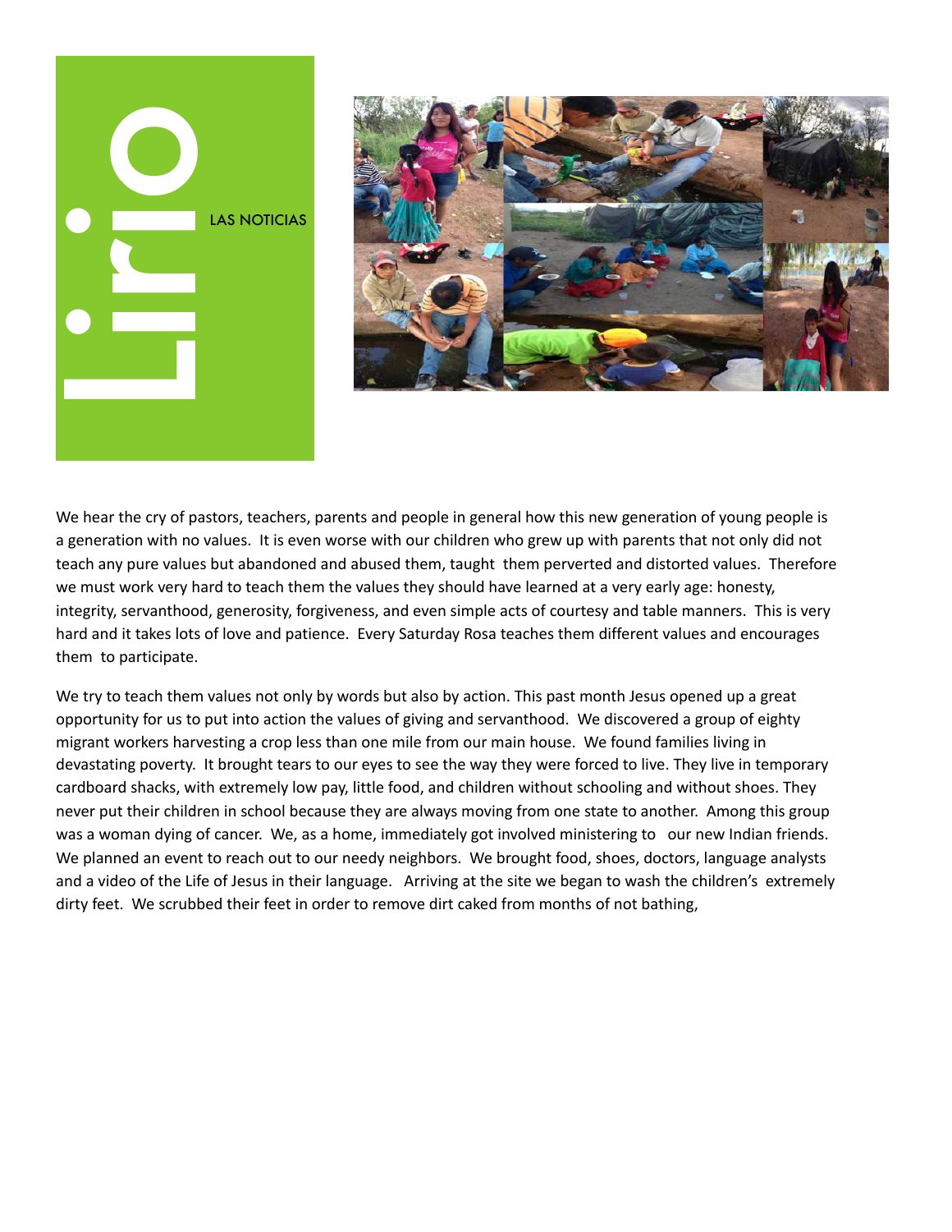# Lirio

LAS NOTICIAS

We hear the cry of pastors, teachers, parents and people in general how this new generation of young people is a generation with no values. It is even worse with our children who grew up with parents that not only did not teach any pure values but abandoned and abused them, taught them perverted and distorted values. Therefore we must work very hard to teach them the values they should have learned at a very early age: honesty, integrity, servanthood, generosity, forgiveness, and even simple acts of courtesy and table manners. This is very hard and it takes lots of love and patience. Every Saturday Rosa teaches them different values and encourages them to participate.

We try to teach them values not only by words but also by action. This past month Jesus opened up a great opportunity for us to put into action the values of giving and servanthood. We discovered a group of eighty migrant workers harvesting a crop less than one mile from our main house. We found families living in devastating poverty. It brought tears to our eyes to see the way they were forced to live. They live in temporary cardboard shacks, with extremely low pay, little food, and children without schooling and without shoes. They never put their children in school because they are always moving from one state to another. Among this group was a woman dying of cancer. We, as a home, immediately got involved ministering to our new Indian friends. We planned an event to reach out to our needy neighbors. We brought food, shoes, doctors, language analysts and a video of the Life of Jesus in their language. Arriving at the site we began to wash the children's extremely dirty feet. We scrubbed their feet in order to remove dirt caked from months of not bathing,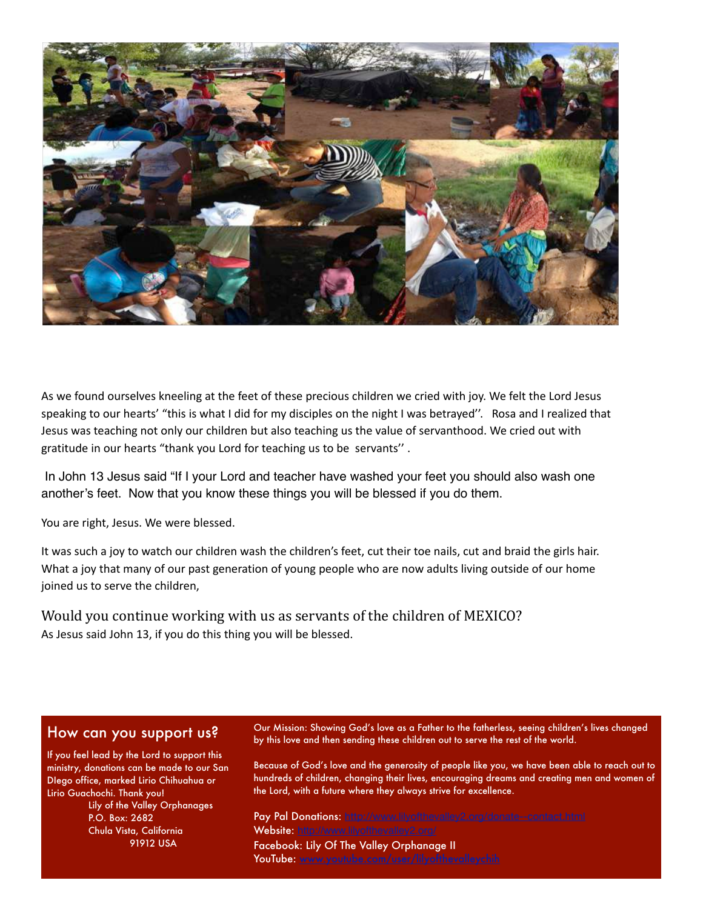As we found ourselves kneeling at the feet of these precious children we cried with joy. We felt the Lord Jesus speaking to our hearts' "this is what I did for my disciples on the night I was betrayed''. Rosa and I realized that Jesus was teaching not only our children but also teaching us the value of servanthood. We cried out with gratitude in our hearts "thank you Lord for teaching us to be servants'' .

In John 13 Jesus said "If I your Lord and teacher have washed your feet you should also wash one another's feet. Now that you know these things you will be blessed if you do them.

You are right, Jesus. We were blessed.

It was such a joy to watch our children wash the children's feet, cut their toe nails, cut and braid the girls hair. What a joy that many of our past generation of young people who are now adults living outside of our home joined us to serve the children,

Would you continue working with us as servants of the children of MEXICO?

As Jesus said John 13, if you do this thing you will be blessed.

## How can you support us?

If you feel lead by the Lord to support this ministry, donations can be made to our San DIego office, marked Lirio Chihuahua or Lirio Guachochi. Thank you!

Lily of the Valley Orphanages
P.O. Box: 2682
Chula Vista, California
91912 USA

Our Mission: Showing God's love as a Father to the fatherless, seeing children's lives changed by this love and then sending these children out to serve the rest of the world.

Because of God's love and the generosity of people like you, we have been able to reach out to hundreds of children, changing their lives, encouraging dreams and creating men and women of the Lord, with a future where they always strive for excellence.

Pay Pal Donations: http://www.lilyofthevalley2.org/donate--contact.html
Website: http://www.lilyofthevalley2.org/
Facebook: Lily Of The Valley Orphanage II
YouTube: www.youtube.com/user/lilyofthevalleychih